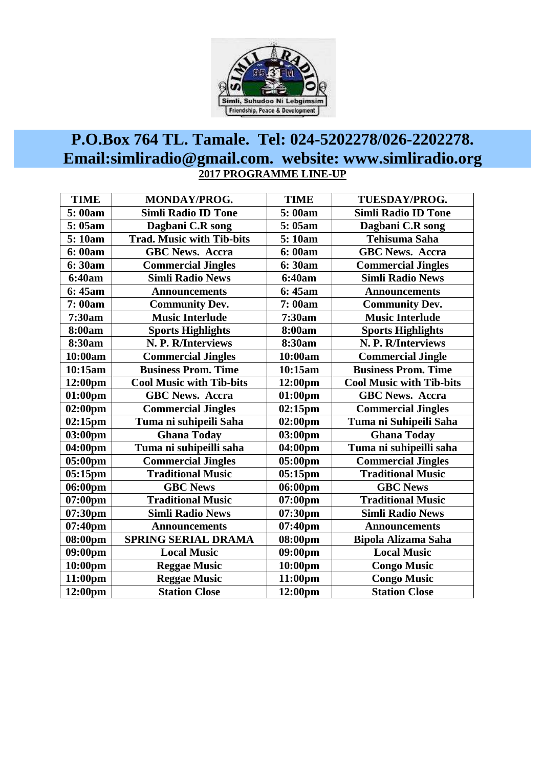P.O.Box 764 TL. Tamale. Tel: 024-5202278/026-2202278.
Email:simliradio@gmail.com. website: www.simliradio.org

**2017 PROGRAMME LINE-UP**

| TIME | MONDAY/PROG. | TIME | TUESDAY/PROG. |
|---|---|---|---|
| 5: 00am | Simli Radio ID Tone | 5: 00am | Simli Radio ID Tone |
| 5: 05am | Dagbani C.R song | 5: 05am | Dagbani C.R song |
| 5: 10am | Trad. Music with Tib-bits | 5: 10am | Tehisuma Saha |
| 6: 00am | GBC News. Accra | 6: 00am | GBC News. Accra |
| 6: 30am | Commercial Jingles | 6: 30am | Commercial Jingles |
| 6:40am | Simli Radio News | 6:40am | Simli Radio News |
| 6: 45am | Announcements | 6: 45am | Announcements |
| 7: 00am | Community Dev. | 7: 00am | Community Dev. |
| 7:30am | Music Interlude | 7:30am | Music Interlude |
| 8:00am | Sports Highlights | 8:00am | Sports Highlights |
| 8:30am | N. P. R/Interviews | 8:30am | N. P. R/Interviews |
| 10:00am | Commercial Jingles | 10:00am | Commercial Jingle |
| 10:15am | Business Prom. Time | 10:15am | Business Prom. Time |
| 12:00pm | Cool Music with Tib-bits | 12:00pm | Cool Music with Tib-bits |
| 01:00pm | GBC News. Accra | 01:00pm | GBC News. Accra |
| 02:00pm | Commercial Jingles | 02:15pm | Commercial Jingles |
| 02:15pm | Tuma ni suhipeili Saha | 02:00pm | Tuma ni Suhipeili Saha |
| 03:00pm | Ghana Today | 03:00pm | Ghana Today |
| 04:00pm | Tuma ni suhipeilli saha | 04:00pm | Tuma ni suhipeilli saha |
| 05:00pm | Commercial Jingles | 05:00pm | Commercial Jingles |
| 05:15pm | Traditional Music | 05:15pm | Traditional Music |
| 06:00pm | GBC News | 06:00pm | GBC News |
| 07:00pm | Traditional Music | 07:00pm | Traditional Music |
| 07:30pm | Simli Radio News | 07:30pm | Simli Radio News |
| 07:40pm | Announcements | 07:40pm | Announcements |
| 08:00pm | SPRING SERIAL DRAMA | 08:00pm | Bipola Alizama Saha |
| 09:00pm | Local Music | 09:00pm | Local Music |
| 10:00pm | Reggae Music | 10:00pm | Congo Music |
| 11:00pm | Reggae Music | 11:00pm | Congo Music |
| 12:00pm | Station Close | 12:00pm | Station Close |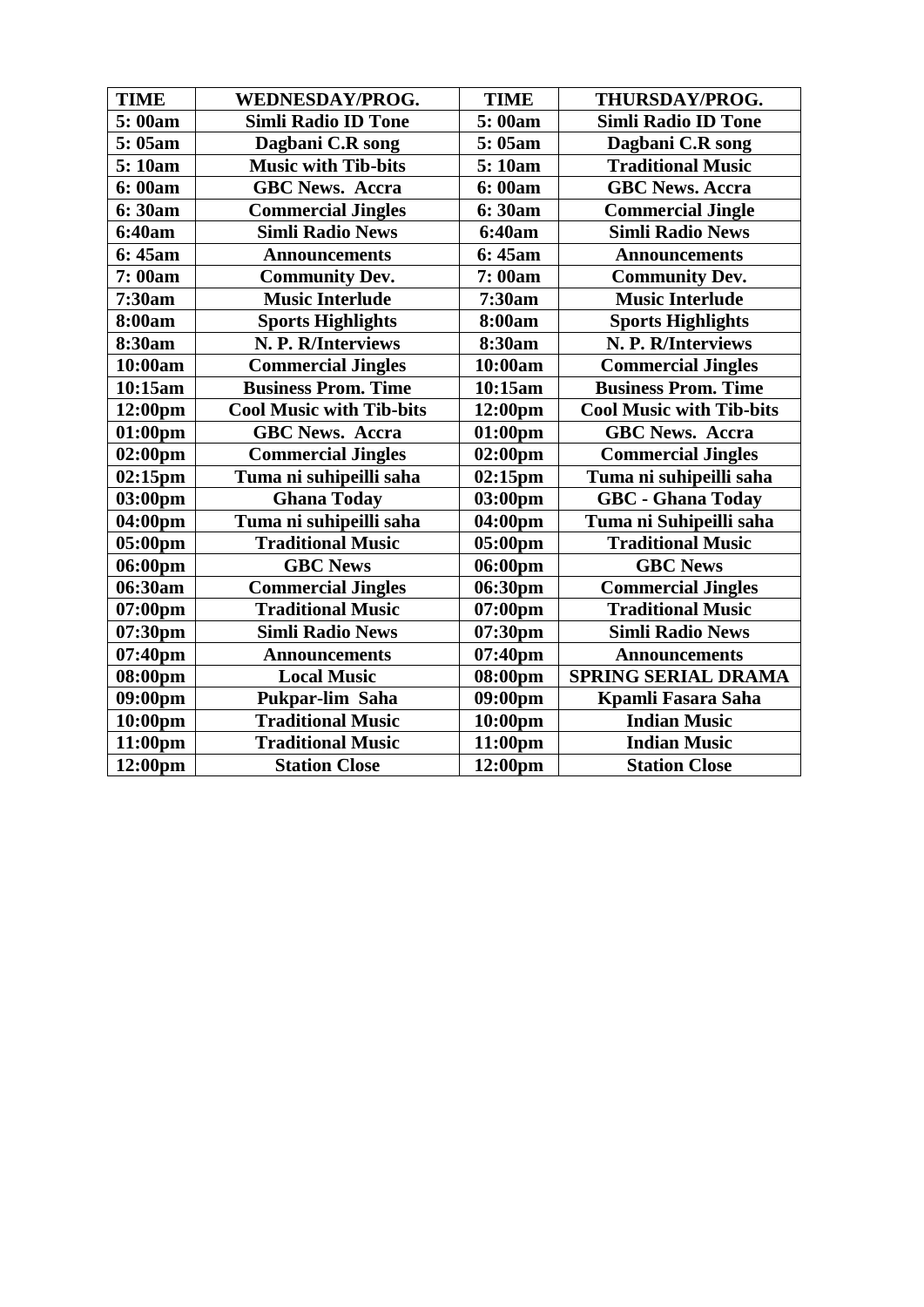| TIME | WEDNESDAY/PROG. | TIME | THURSDAY/PROG. |
|---|---|---|---|
| 5: 00am | Simli Radio ID Tone | 5: 00am | Simli Radio ID Tone |
| 5: 05am | Dagbani C.R song | 5: 05am | Dagbani C.R song |
| 5: 10am | Music with Tib-bits | 5: 10am | Traditional Music |
| 6: 00am | GBC News. Accra | 6: 00am | GBC News. Accra |
| 6: 30am | Commercial Jingles | 6: 30am | Commercial Jingle |
| 6:40am | Simli Radio News | 6:40am | Simli Radio News |
| 6: 45am | Announcements | 6: 45am | Announcements |
| 7: 00am | Community Dev. | 7: 00am | Community Dev. |
| 7:30am | Music Interlude | 7:30am | Music Interlude |
| 8:00am | Sports Highlights | 8:00am | Sports Highlights |
| 8:30am | N. P. R/Interviews | 8:30am | N. P. R/Interviews |
| 10:00am | Commercial Jingles | 10:00am | Commercial Jingles |
| 10:15am | Business Prom. Time | 10:15am | Business Prom. Time |
| 12:00pm | Cool Music with Tib-bits | 12:00pm | Cool Music with Tib-bits |
| 01:00pm | GBC News. Accra | 01:00pm | GBC News. Accra |
| 02:00pm | Commercial Jingles | 02:00pm | Commercial Jingles |
| 02:15pm | Tuma ni suhipeilli saha | 02:15pm | Tuma ni suhipeilli saha |
| 03:00pm | Ghana Today | 03:00pm | GBC - Ghana Today |
| 04:00pm | Tuma ni suhipeilli saha | 04:00pm | Tuma ni Suhipeilli saha |
| 05:00pm | Traditional Music | 05:00pm | Traditional Music |
| 06:00pm | GBC News | 06:00pm | GBC News |
| 06:30am | Commercial Jingles | 06:30pm | Commercial Jingles |
| 07:00pm | Traditional Music | 07:00pm | Traditional Music |
| 07:30pm | Simli Radio News | 07:30pm | Simli Radio News |
| 07:40pm | Announcements | 07:40pm | Announcements |
| 08:00pm | Local Music | 08:00pm | SPRING SERIAL DRAMA |
| 09:00pm | Pukpar-lim Saha | 09:00pm | Kpamli Fasara Saha |
| 10:00pm | Traditional Music | 10:00pm | Indian Music |
| 11:00pm | Traditional Music | 11:00pm | Indian Music |
| 12:00pm | Station Close | 12:00pm | Station Close |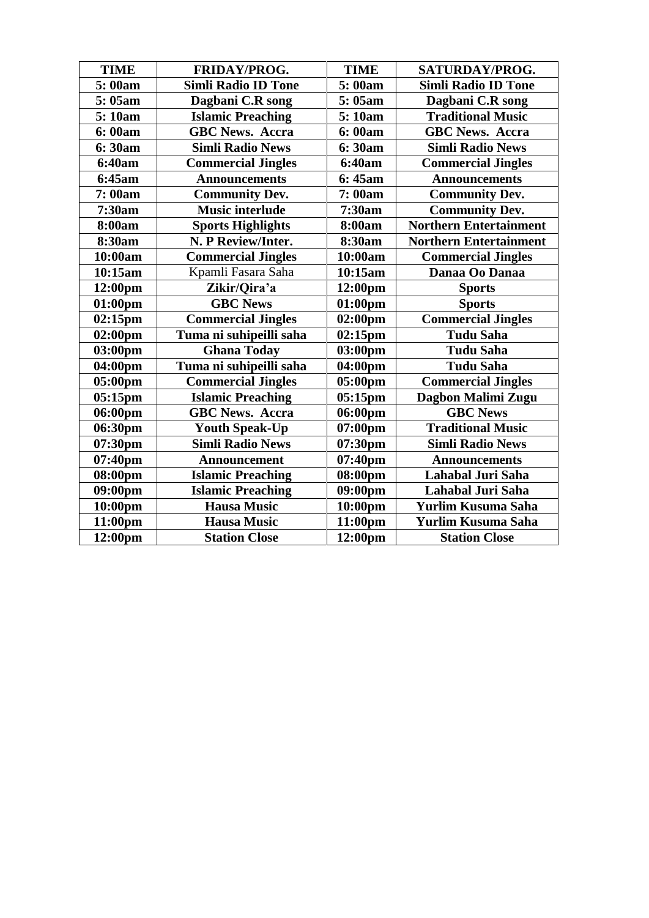| TIME | FRIDAY/PROG. | TIME | SATURDAY/PROG. |
|---|---|---|---|
| 5: 00am | Simli Radio ID Tone | 5: 00am | Simli Radio ID Tone |
| 5: 05am | Dagbani C.R song | 5: 05am | Dagbani C.R song |
| 5: 10am | Islamic Preaching | 5: 10am | Traditional Music |
| 6: 00am | GBC News. Accra | 6: 00am | GBC News. Accra |
| 6: 30am | Simli Radio News | 6: 30am | Simli Radio News |
| 6:40am | Commercial Jingles | 6:40am | Commercial Jingles |
| 6:45am | Announcements | 6: 45am | Announcements |
| 7: 00am | Community Dev. | 7: 00am | Community Dev. |
| 7:30am | Music interlude | 7:30am | Community Dev. |
| 8:00am | Sports Highlights | 8:00am | Northern Entertainment |
| 8:30am | N. P Review/Inter. | 8:30am | Northern Entertainment |
| 10:00am | Commercial Jingles | 10:00am | Commercial Jingles |
| 10:15am | Kpamli Fasara Saha | 10:15am | Danaa Oo Danaa |
| 12:00pm | Zikir/Qira'a | 12:00pm | Sports |
| 01:00pm | GBC News | 01:00pm | Sports |
| 02:15pm | Commercial Jingles | 02:00pm | Commercial Jingles |
| 02:00pm | Tuma ni suhipeilli saha | 02:15pm | Tudu Saha |
| 03:00pm | Ghana Today | 03:00pm | Tudu Saha |
| 04:00pm | Tuma ni suhipeilli saha | 04:00pm | Tudu Saha |
| 05:00pm | Commercial Jingles | 05:00pm | Commercial Jingles |
| 05:15pm | Islamic Preaching | 05:15pm | Dagbon Malimi Zugu |
| 06:00pm | GBC News. Accra | 06:00pm | GBC News |
| 06:30pm | Youth Speak-Up | 07:00pm | Traditional Music |
| 07:30pm | Simli Radio News | 07:30pm | Simli Radio News |
| 07:40pm | Announcement | 07:40pm | Announcements |
| 08:00pm | Islamic Preaching | 08:00pm | Lahabal Juri Saha |
| 09:00pm | Islamic Preaching | 09:00pm | Lahabal Juri Saha |
| 10:00pm | Hausa Music | 10:00pm | Yurlim Kusuma Saha |
| 11:00pm | Hausa Music | 11:00pm | Yurlim Kusuma Saha |
| 12:00pm | Station Close | 12:00pm | Station Close |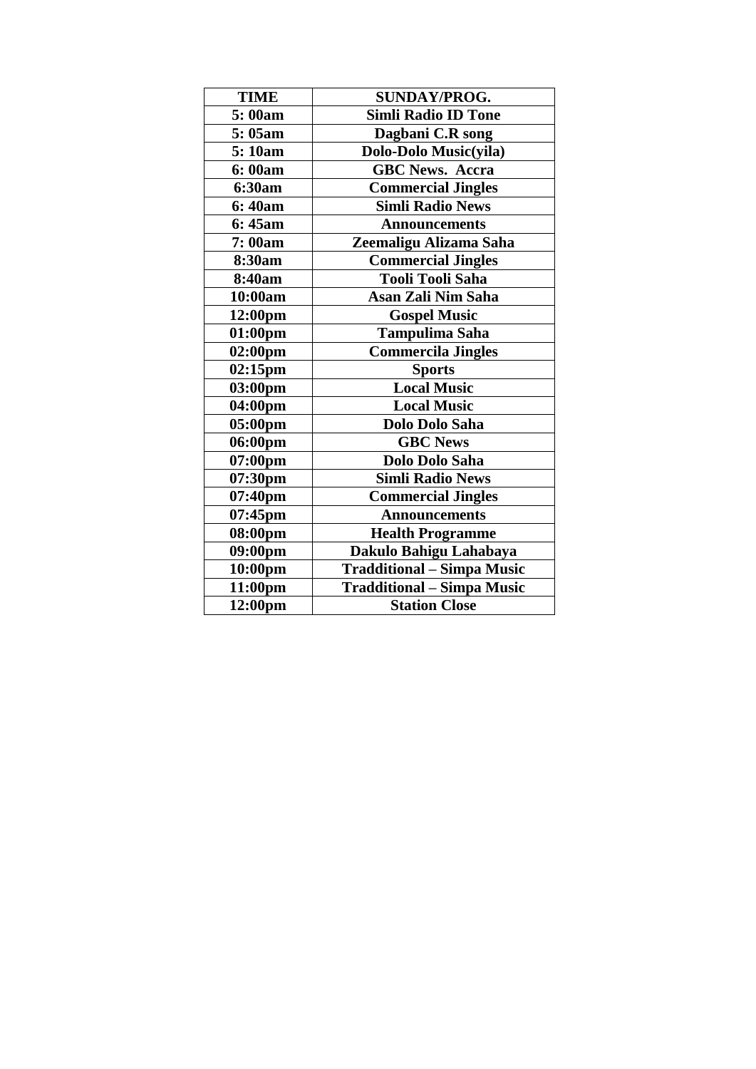| TIME | SUNDAY/PROG. |
|---|---|
| 5: 00am | Simli Radio ID Tone |
| 5: 05am | Dagbani C.R song |
| 5: 10am | Dolo-Dolo Music(yila) |
| 6: 00am | GBC News. Accra |
| 6:30am | Commercial Jingles |
| 6: 40am | Simli Radio News |
| 6: 45am | Announcements |
| 7: 00am | Zeemaligu Alizama Saha |
| 8:30am | Commercial Jingles |
| 8:40am | Tooli Tooli Saha |
| 10:00am | Asan Zali Nim Saha |
| 12:00pm | Gospel Music |
| 01:00pm | Tampulima Saha |
| 02:00pm | Commercila Jingles |
| 02:15pm | Sports |
| 03:00pm | Local Music |
| 04:00pm | Local Music |
| 05:00pm | Dolo Dolo Saha |
| 06:00pm | GBC News |
| 07:00pm | Dolo Dolo Saha |
| 07:30pm | Simli Radio News |
| 07:40pm | Commercial Jingles |
| 07:45pm | Announcements |
| 08:00pm | Health Programme |
| 09:00pm | Dakulo Bahigu Lahabaya |
| 10:00pm | Tradditional – Simpa Music |
| 11:00pm | Tradditional – Simpa Music |
| 12:00pm | Station Close |